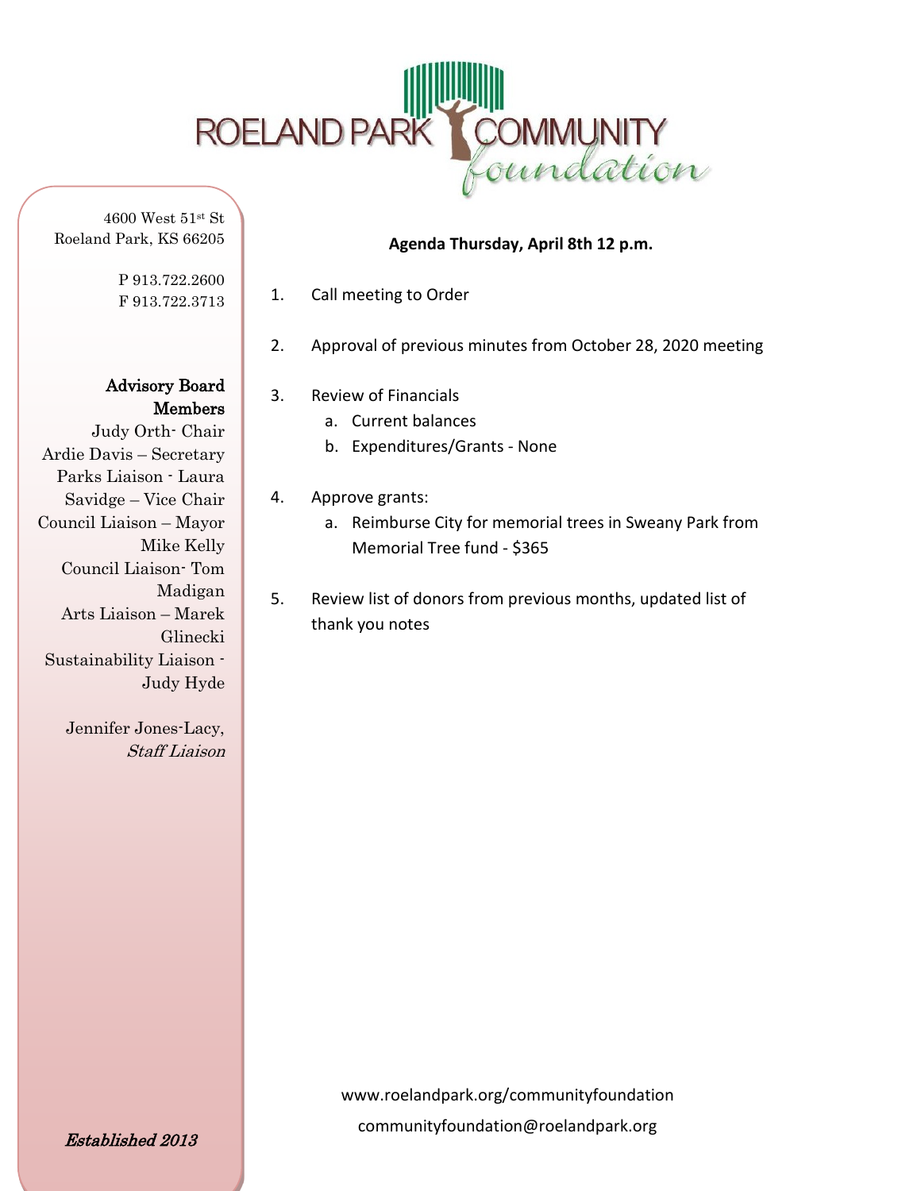# ROELAND PARK COMMUNITY *foundation*

4600 West 51st St
Roeland Park, KS 66205

P 913.722.2600
F 913.722.3713

**Advisory Board Members**

Judy Orth- Chair
Ardie Davis – Secretary
Parks Liaison - Laura Savidge – Vice Chair
Council Liaison – Mayor Mike Kelly
Council Liaison- Tom Madigan
Arts Liaison – Marek Glinecki
Sustainability Liaison - Judy Hyde

Jennifer Jones-Lacy, *Staff Liaison*

*Established 2013*

**Agenda Thursday, April 8th 12 p.m.**

1. Call meeting to Order
2. Approval of previous minutes from October 28, 2020 meeting
3. Review of Financials
   a. Current balances
   b. Expenditures/Grants - None
4. Approve grants:
   a. Reimburse City for memorial trees in Sweany Park from Memorial Tree fund - $365
5. Review list of donors from previous months, updated list of thank you notes

www.roelandpark.org/communityfoundation
communityfoundation@roelandpark.org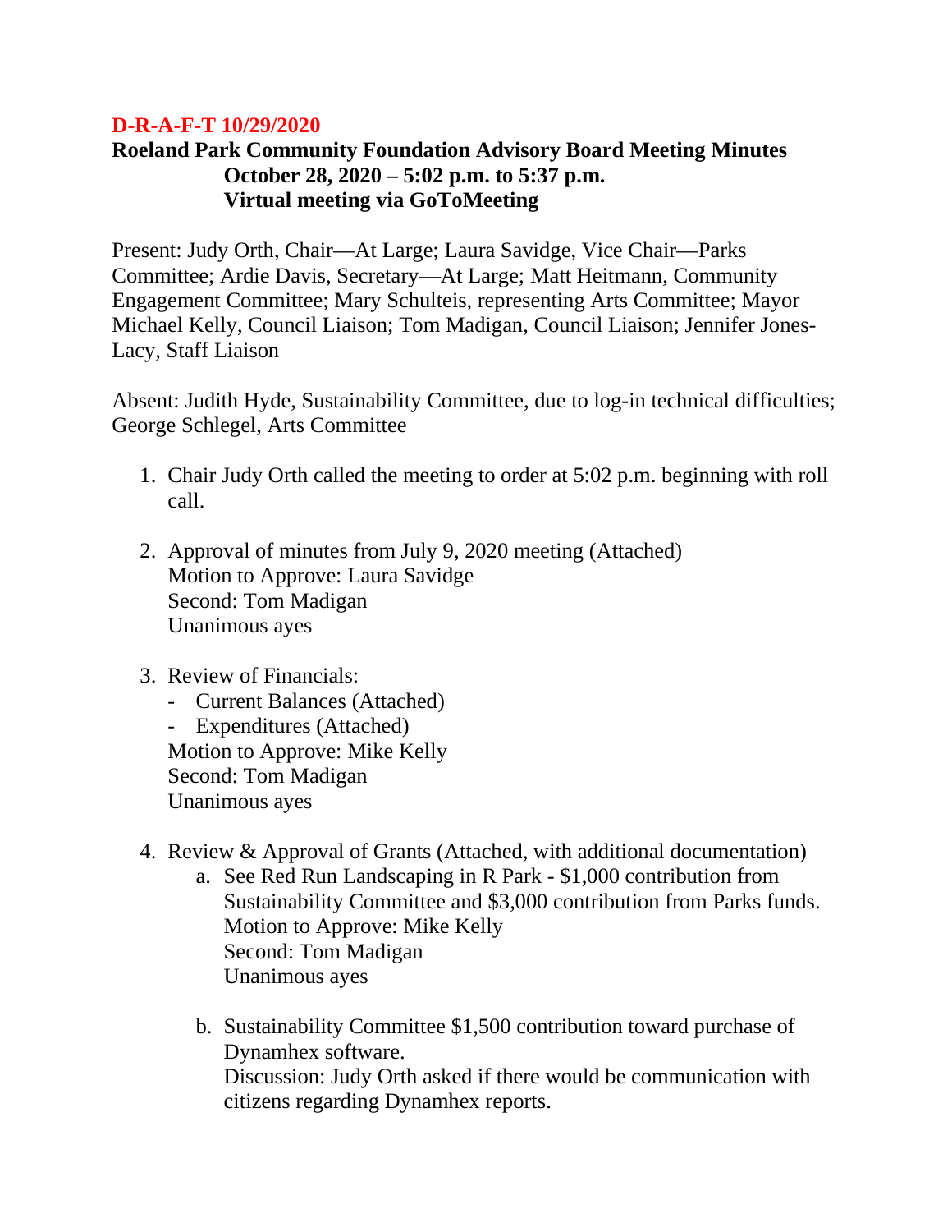**D-R-A-F-T 10/29/2020**

**Roeland Park Community Foundation Advisory Board Meeting Minutes**
**October 28, 2020 – 5:02 p.m. to 5:37 p.m.**
**Virtual meeting via GoToMeeting**

Present: Judy Orth, Chair—At Large; Laura Savidge, Vice Chair—Parks Committee; Ardie Davis, Secretary—At Large; Matt Heitmann, Community Engagement Committee; Mary Schulteis, representing Arts Committee; Mayor Michael Kelly, Council Liaison; Tom Madigan, Council Liaison; Jennifer Jones-Lacy, Staff Liaison

Absent: Judith Hyde, Sustainability Committee, due to log-in technical difficulties; George Schlegel, Arts Committee

1. Chair Judy Orth called the meeting to order at 5:02 p.m. beginning with roll call.

2. Approval of minutes from July 9, 2020 meeting (Attached)
   Motion to Approve: Laura Savidge
   Second: Tom Madigan
   Unanimous ayes

3. Review of Financials:
   - Current Balances (Attached)
   - Expenditures (Attached)

   Motion to Approve: Mike Kelly
   Second: Tom Madigan
   Unanimous ayes

4. Review & Approval of Grants (Attached, with additional documentation)
   a. See Red Run Landscaping in R Park - $1,000 contribution from Sustainability Committee and $3,000 contribution from Parks funds.
      Motion to Approve: Mike Kelly
      Second: Tom Madigan
      Unanimous ayes

   b. Sustainability Committee $1,500 contribution toward purchase of Dynamhex software.
      Discussion: Judy Orth asked if there would be communication with citizens regarding Dynamhex reports.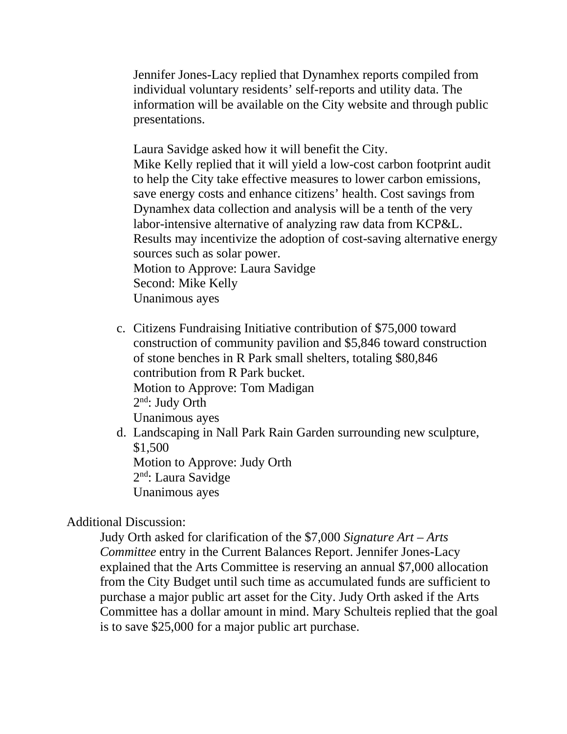Jennifer Jones-Lacy replied that Dynamhex reports compiled from individual voluntary residents' self-reports and utility data. The information will be available on the City website and through public presentations.

Laura Savidge asked how it will benefit the City.
Mike Kelly replied that it will yield a low-cost carbon footprint audit to help the City take effective measures to lower carbon emissions, save energy costs and enhance citizens' health. Cost savings from Dynamhex data collection and analysis will be a tenth of the very labor-intensive alternative of analyzing raw data from KCP&L. Results may incentivize the adoption of cost-saving alternative energy sources such as solar power.
Motion to Approve: Laura Savidge
Second: Mike Kelly
Unanimous ayes

c. Citizens Fundraising Initiative contribution of $75,000 toward construction of community pavilion and $5,846 toward construction of stone benches in R Park small shelters, totaling $80,846 contribution from R Park bucket.
Motion to Approve: Tom Madigan
2nd: Judy Orth
Unanimous ayes

d. Landscaping in Nall Park Rain Garden surrounding new sculpture, $1,500
Motion to Approve: Judy Orth
2nd: Laura Savidge
Unanimous ayes

Additional Discussion:

Judy Orth asked for clarification of the $7,000 *Signature Art – Arts Committee* entry in the Current Balances Report. Jennifer Jones-Lacy explained that the Arts Committee is reserving an annual $7,000 allocation from the City Budget until such time as accumulated funds are sufficient to purchase a major public art asset for the City. Judy Orth asked if the Arts Committee has a dollar amount in mind. Mary Schulteis replied that the goal is to save $25,000 for a major public art purchase.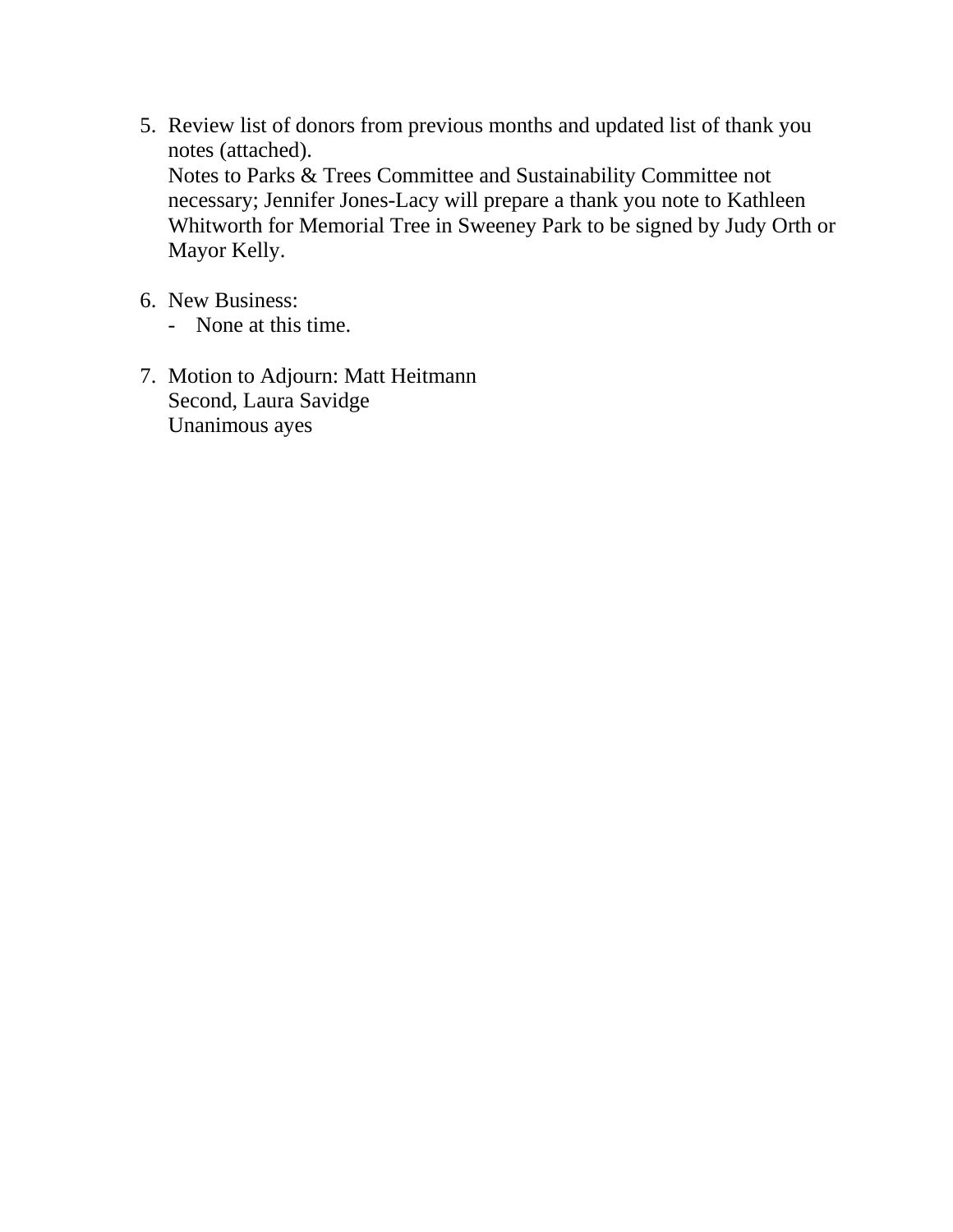5. Review list of donors from previous months and updated list of thank you notes (attached).
   Notes to Parks & Trees Committee and Sustainability Committee not necessary; Jennifer Jones-Lacy will prepare a thank you note to Kathleen Whitworth for Memorial Tree in Sweeney Park to be signed by Judy Orth or Mayor Kelly.

6. New Business:
   - None at this time.

7. Motion to Adjourn: Matt Heitmann
   Second, Laura Savidge
   Unanimous ayes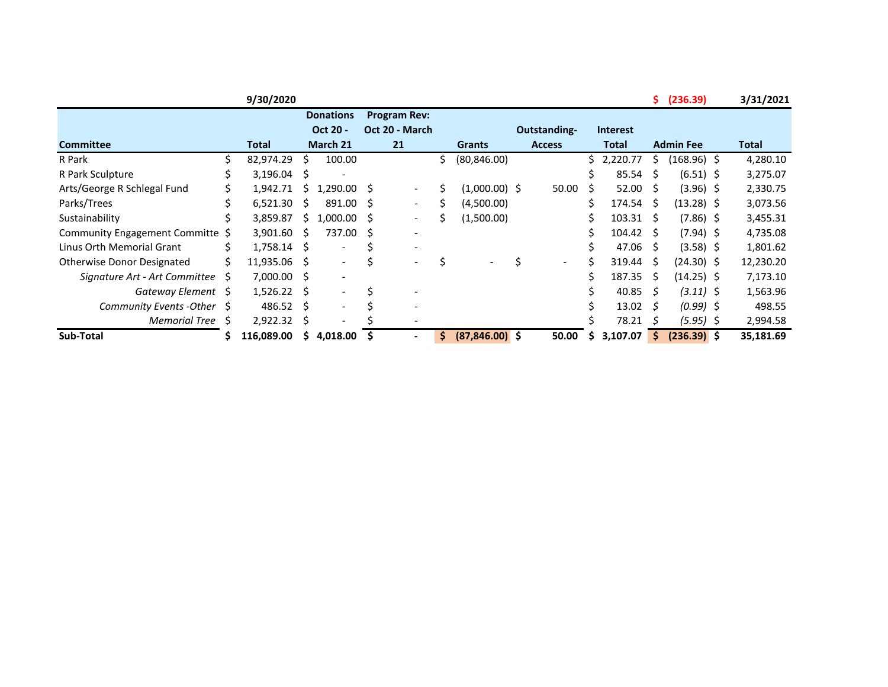| | 9/30/2020 | | | | | | $ (236.39) | 3/31/2021 |
|---|---|---|---|---|---|---|---|---|
| **Committee** | **Total** | **Donations Oct 20 - March 21** | **Program Rev: Oct 20 - March 21** | **Grants** | **Outstanding-Access** | **Interest Total** | **Admin Fee** | **Total** |
| R Park | $ 82,974.29 | $ 100.00 | | $ (80,846.00) | | $ 2,220.77 | $ (168.96) | $ 4,280.10 |
| R Park Sculpture | $ 3,196.04 | $ - | | | | $ 85.54 | $ (6.51) | $ 3,275.07 |
| Arts/George R Schlegal Fund | $ 1,942.71 | $ 1,290.00 | $ - | $ (1,000.00) | $ 50.00 | $ 52.00 | $ (3.96) | $ 2,330.75 |
| Parks/Trees | $ 6,521.30 | $ 891.00 | $ - | $ (4,500.00) | | $ 174.54 | $ (13.28) | $ 3,073.56 |
| Sustainability | $ 3,859.87 | $ 1,000.00 | $ - | $ (1,500.00) | | $ 103.31 | $ (7.86) | $ 3,455.31 |
| Community Engagement Committe | $ 3,901.60 | $ 737.00 | $ - | | | $ 104.42 | $ (7.94) | $ 4,735.08 |
| Linus Orth Memorial Grant | $ 1,758.14 | $ - | $ - | | | $ 47.06 | $ (3.58) | $ 1,801.62 |
| Otherwise Donor Designated | $ 11,935.06 | $ - | $ - | $ - | $ - | $ 319.44 | $ (24.30) | $ 12,230.20 |
| *Signature Art - Art Committee* | $ 7,000.00 | $ - | | | | $ 187.35 | $ (14.25) | $ 7,173.10 |
| *Gateway Element* | $ 1,526.22 | $ - | $ - | | | $ 40.85 | *$ (3.11)* | $ 1,563.96 |
| *Community Events -Other* | $ 486.52 | $ - | $ - | | | $ 13.02 | *$ (0.99)* | $ 498.55 |
| *Memorial Tree* | $ 2,922.32 | $ - | $ - | | | $ 78.21 | *$ (5.95)* | $ 2,994.58 |
| **Sub-Total** | **$ 116,089.00** | **$ 4,018.00** | **$ -** | **$ (87,846.00)** | **$ 50.00** | **$ 3,107.07** | **$ (236.39)** | **$ 35,181.69** |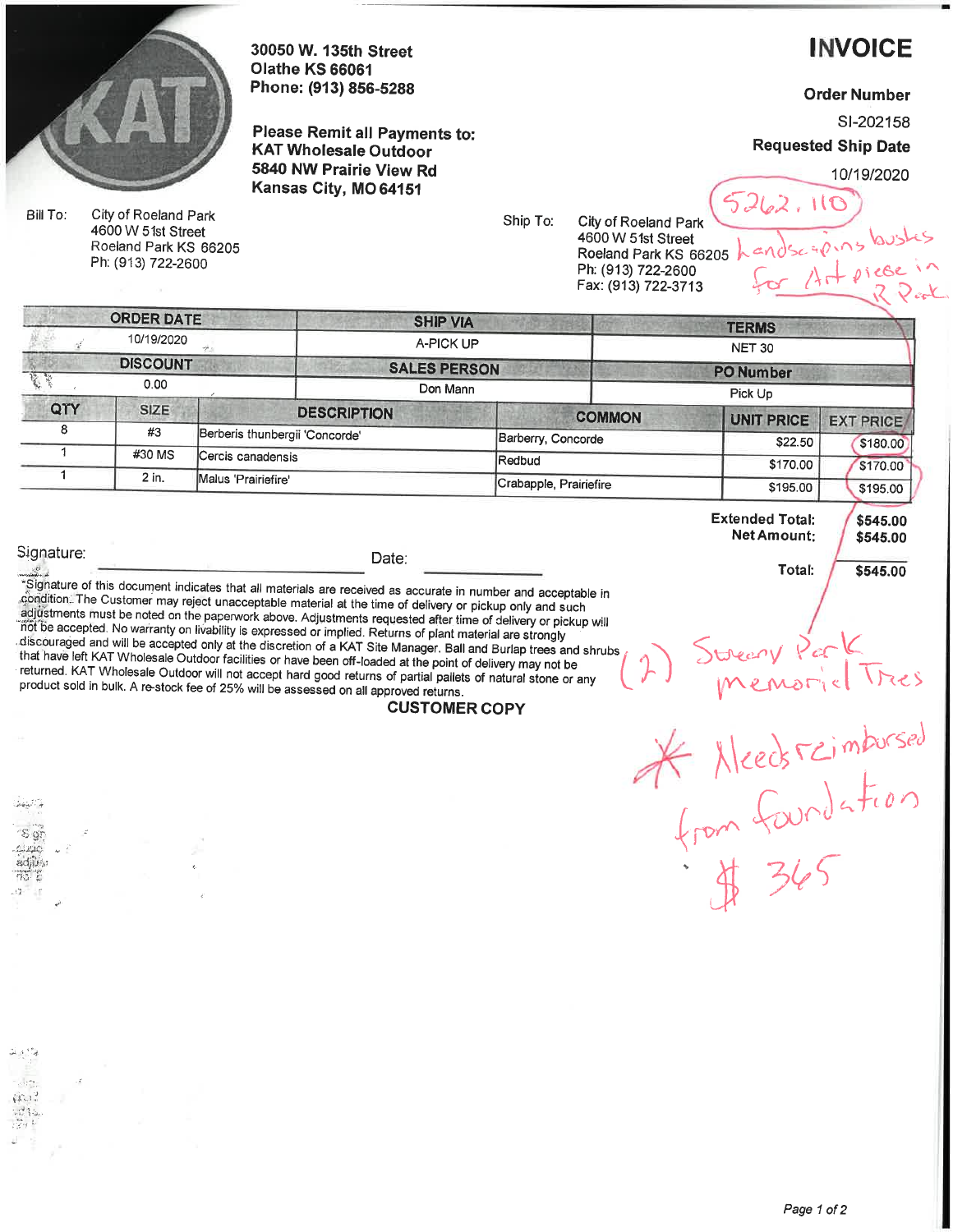KAT

30050 W. 135th Street
Olathe KS 66061
Phone: (913) 856-5288

**Please Remit all Payments to:**
**KAT Wholesale Outdoor**
**5840 NW Prairie View Rd**
**Kansas City, MO 64151**

# INVOICE

**Order Number**
SI-202158
**Requested Ship Date**
10/19/2020

5262.110

Landscaping bushes for Art piece in R Park

Bill To: City of Roeland Park
4600 W 51st Street
Roeland Park KS 66205
Ph: (913) 722-2600

Ship To: City of Roeland Park
4600 W 51st Street
Roeland Park KS 66205
Ph: (913) 722-2600
Fax: (913) 722-3713

| ORDER DATE | SHIP VIA | TERMS |
|---|---|---|
| 10/19/2020 | A-PICK UP | NET 30 |
| **DISCOUNT** | **SALES PERSON** | **PO Number** |
| 0.00 | Don Mann | Pick Up |

| QTY | SIZE | DESCRIPTION | COMMON | UNIT PRICE | EXT PRICE |
|---|---|---|---|---|---|
| 8 | #3 | Berberis thunbergii 'Concorde' | Barberry, Concorde | $22.50 | $180.00 |
| 1 | #30 MS | Cercis canadensis | Redbud | $170.00 | $170.00 |
| 1 | 2 in. | Malus 'Prairiefire' | Crabapple, Prairiefire | $195.00 | $195.00 |

**Extended Total:** **$545.00**
**Net Amount:** **$545.00**

**Total:** **$545.00**

Signature: ______________________ Date: ____________

"Signature of this document indicates that all materials are received as accurate in number and acceptable in condition. The Customer may reject unacceptable material at the time of delivery or pickup only and such adjustments must be noted on the paperwork above. Adjustments requested after time of delivery or pickup will not be accepted. No warranty on livability is expressed or implied. Returns of plant material are strongly discouraged and will be accepted only at the discretion of a KAT Site Manager. Ball and Burlap trees and shrubs that have left KAT Wholesale Outdoor facilities or have been off-loaded at the point of delivery may not be returned. KAT Wholesale Outdoor will not accept hard good returns of partial pallets of natural stone or any product sold in bulk. A re-stock fee of 25% will be assessed on all approved returns.

**CUSTOMER COPY**

(2) Sweeny Park memorial Trees

* Needs reimbursed from foundation $365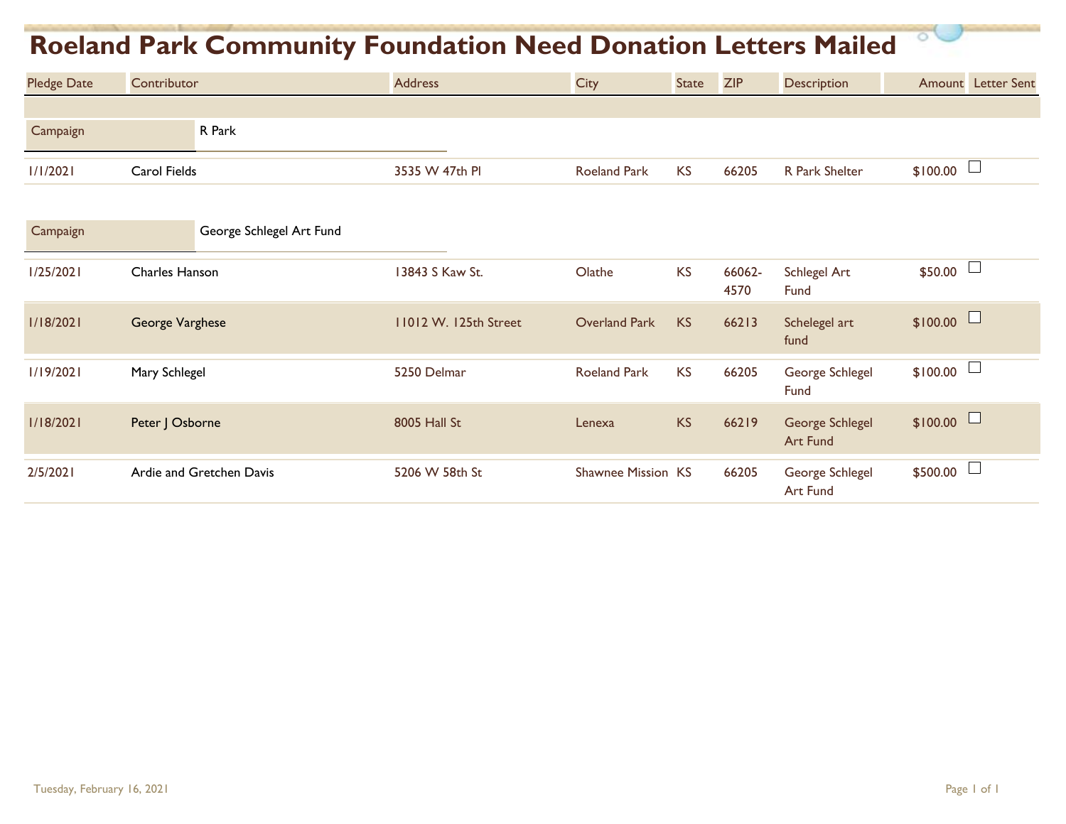# Roeland Park Community Foundation Need Donation Letters Mailed

| Pledge Date | Contributor | Address | City | State | ZIP | Description | Amount | Letter Sent |
|---|---|---|---|---|---|---|---|---|
| **Campaign** | **R Park** | | | | | | | |
| 1/1/2021 | Carol Fields | 3535 W 47th Pl | Roeland Park | KS | 66205 | R Park Shelter | $100.00 | ☐ |
| **Campaign** | **George Schlegel Art Fund** | | | | | | | |
| 1/25/2021 | Charles Hanson | 13843 S Kaw St. | Olathe | KS | 66062-4570 | Schlegel Art Fund | $50.00 | ☐ |
| 1/18/2021 | George Varghese | 11012 W. 125th Street | Overland Park | KS | 66213 | Schelegel art fund | $100.00 | ☐ |
| 1/19/2021 | Mary Schlegel | 5250 Delmar | Roeland Park | KS | 66205 | George Schlegel Fund | $100.00 | ☐ |
| 1/18/2021 | Peter J Osborne | 8005 Hall St | Lenexa | KS | 66219 | George Schlegel Art Fund | $100.00 | ☐ |
| 2/5/2021 | Ardie and Gretchen Davis | 5206 W 58th St | Shawnee Mission | KS | 66205 | George Schlegel Art Fund | $500.00 | ☐ |

Tuesday, February 16, 2021